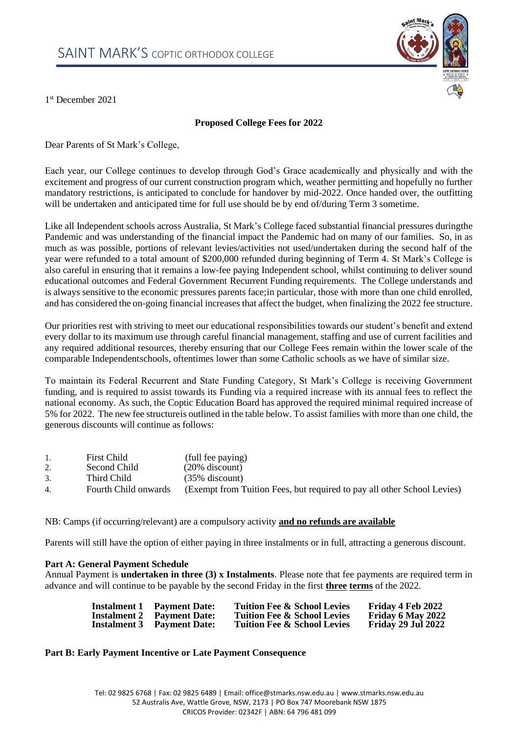# SAINT MARK'S COPTIC ORTHODOX COLLEGE

1st December 2021

**Proposed College Fees for 2022**

Dear Parents of St Mark's College,

Each year, our College continues to develop through God's Grace academically and physically and with the excitement and progress of our current construction program which, weather permitting and hopefully no further mandatory restrictions, is anticipated to conclude for handover by mid-2022. Once handed over, the outfitting will be undertaken and anticipated time for full use should be by end of/during Term 3 sometime.

Like all Independent schools across Australia, St Mark's College faced substantial financial pressures duringthe Pandemic and was understanding of the financial impact the Pandemic had on many of our families. So, in as much as was possible, portions of relevant levies/activities not used/undertaken during the second half of the year were refunded to a total amount of $200,000 refunded during beginning of Term 4. St Mark's College is also careful in ensuring that it remains a low-fee paying Independent school, whilst continuing to deliver sound educational outcomes and Federal Government Recurrent Funding requirements. The College understands and is always sensitive to the economic pressures parents face;in particular, those with more than one child enrolled, and has considered the on-going financial increases that affect the budget, when finalizing the 2022 fee structure.

Our priorities rest with striving to meet our educational responsibilities towards our student's benefit and extend every dollar to its maximum use through careful financial management, staffing and use of current facilities and any required additional resources, thereby ensuring that our College Fees remain within the lower scale of the comparable Independentschools, oftentimes lower than some Catholic schools as we have of similar size.

To maintain its Federal Recurrent and State Funding Category, St Mark's College is receiving Government funding, and is required to assist towards its Funding via a required increase with its annual fees to reflect the national economy. As such, the Coptic Education Board has approved the required minimal required increase of 5% for 2022. The new fee structureis outlined in the table below. To assist families with more than one child, the generous discounts will continue as follows:

1. First Child (full fee paying)
2. Second Child (20% discount)
3. Third Child (35% discount)
4. Fourth Child onwards (Exempt from Tuition Fees, but required to pay all other School Levies)

NB: Camps (if occurring/relevant) are a compulsory activity **and no refunds are available**

Parents will still have the option of either paying in three instalments or in full, attracting a generous discount.

**Part A: General Payment Schedule**

Annual Payment is **undertaken in three (3) x Instalments**. Please note that fee payments are required term in advance and will continue to be payable by the second Friday in the first **three terms** of the 2022.

| | | | |
|---|---|---|---|
| **Instalment 1** | **Payment Date:** | **Tuition Fee & School Levies** | **Friday 4 Feb 2022** |
| **Instalment 2** | **Payment Date:** | **Tuition Fee & School Levies** | **Friday 6 May 2022** |
| **Instalment 3** | **Payment Date:** | **Tuition Fee & School Levies** | **Friday 29 Jul 2022** |

**Part B: Early Payment Incentive or Late Payment Consequence**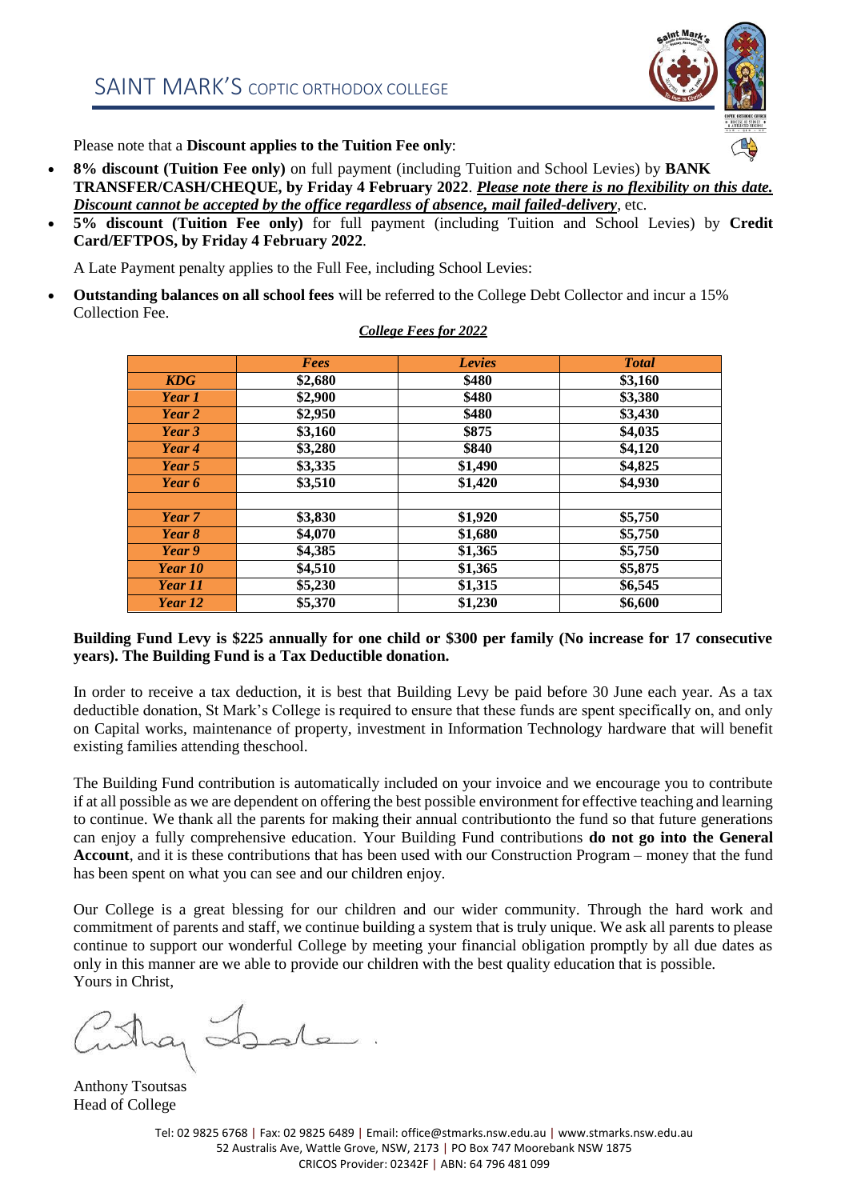# SAINT MARK'S COPTIC ORTHODOX COLLEGE

Please note that a **Discount applies to the Tuition Fee only**:

- **8% discount (Tuition Fee only)** on full payment (including Tuition and School Levies) by **BANK TRANSFER/CASH/CHEQUE, by Friday 4 February 2022**. ***Please note there is no flexibility on this date. Discount cannot be accepted by the office regardless of absence, mail failed-delivery***, etc.
- **5% discount (Tuition Fee only)** for full payment (including Tuition and School Levies) by **Credit Card/EFTPOS, by Friday 4 February 2022**.

A Late Payment penalty applies to the Full Fee, including School Levies:

- **Outstanding balances on all school fees** will be referred to the College Debt Collector and incur a 15% Collection Fee.

***College Fees for 2022***

| | *Fees* | *Levies* | *Total* |
|---|---|---|---|
| *KDG* | $2,680 | $480 | $3,160 |
| *Year 1* | $2,900 | $480 | $3,380 |
| *Year 2* | $2,950 | $480 | $3,430 |
| *Year 3* | $3,160 | $875 | $4,035 |
| *Year 4* | $3,280 | $840 | $4,120 |
| *Year 5* | $3,335 | $1,490 | $4,825 |
| *Year 6* | $3,510 | $1,420 | $4,930 |
| | | | |
| *Year 7* | $3,830 | $1,920 | $5,750 |
| *Year 8* | $4,070 | $1,680 | $5,750 |
| *Year 9* | $4,385 | $1,365 | $5,750 |
| *Year 10* | $4,510 | $1,365 | $5,875 |
| *Year 11* | $5,230 | $1,315 | $6,545 |
| *Year 12* | $5,370 | $1,230 | $6,600 |

**Building Fund Levy is $225 annually for one child or $300 per family (No increase for 17 consecutive years). The Building Fund is a Tax Deductible donation.**

In order to receive a tax deduction, it is best that Building Levy be paid before 30 June each year. As a tax deductible donation, St Mark's College is required to ensure that these funds are spent specifically on, and only on Capital works, maintenance of property, investment in Information Technology hardware that will benefit existing families attending theschool.

The Building Fund contribution is automatically included on your invoice and we encourage you to contribute if at all possible as we are dependent on offering the best possible environment for effective teaching and learning to continue. We thank all the parents for making their annual contributionto the fund so that future generations can enjoy a fully comprehensive education. Your Building Fund contributions **do not go into the General Account**, and it is these contributions that has been used with our Construction Program – money that the fund has been spent on what you can see and our children enjoy.

Our College is a great blessing for our children and our wider community. Through the hard work and commitment of parents and staff, we continue building a system that is truly unique. We ask all parents to please continue to support our wonderful College by meeting your financial obligation promptly by all due dates as only in this manner are we able to provide our children with the best quality education that is possible.

Yours in Christ,

Anthony Tsoutsas
Head of College

Tel: 02 9825 6768 | Fax: 02 9825 6489 | Email: office@stmarks.nsw.edu.au | www.stmarks.nsw.edu.au
52 Australis Ave, Wattle Grove, NSW, 2173 | PO Box 747 Moorebank NSW 1875
CRICOS Provider: 02342F | ABN: 64 796 481 099